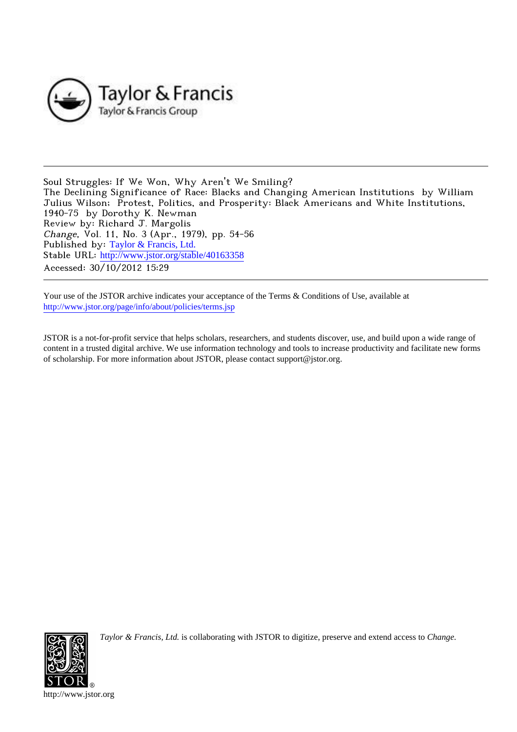Taylor & Francis
Taylor & Francis Group

---

Soul Struggles: If We Won, Why Aren't We Smiling?
The Declining Significance of Race: Blacks and Changing American Institutions by William Julius Wilson; Protest, Politics, and Prosperity: Black Americans and White Institutions, 1940-75 by Dorothy K. Newman
Review by: Richard J. Margolis
*Change*, Vol. 11, No. 3 (Apr., 1979), pp. 54-56
Published by: Taylor & Francis, Ltd.
Stable URL: http://www.jstor.org/stable/40163358
Accessed: 30/10/2012 15:29

---

Your use of the JSTOR archive indicates your acceptance of the Terms & Conditions of Use, available at
http://www.jstor.org/page/info/about/policies/terms.jsp

JSTOR is a not-for-profit service that helps scholars, researchers, and students discover, use, and build upon a wide range of content in a trusted digital archive. We use information technology and tools to increase productivity and facilitate new forms of scholarship. For more information about JSTOR, please contact support@jstor.org.

*Taylor & Francis, Ltd.* is collaborating with JSTOR to digitize, preserve and extend access to *Change.*

http://www.jstor.org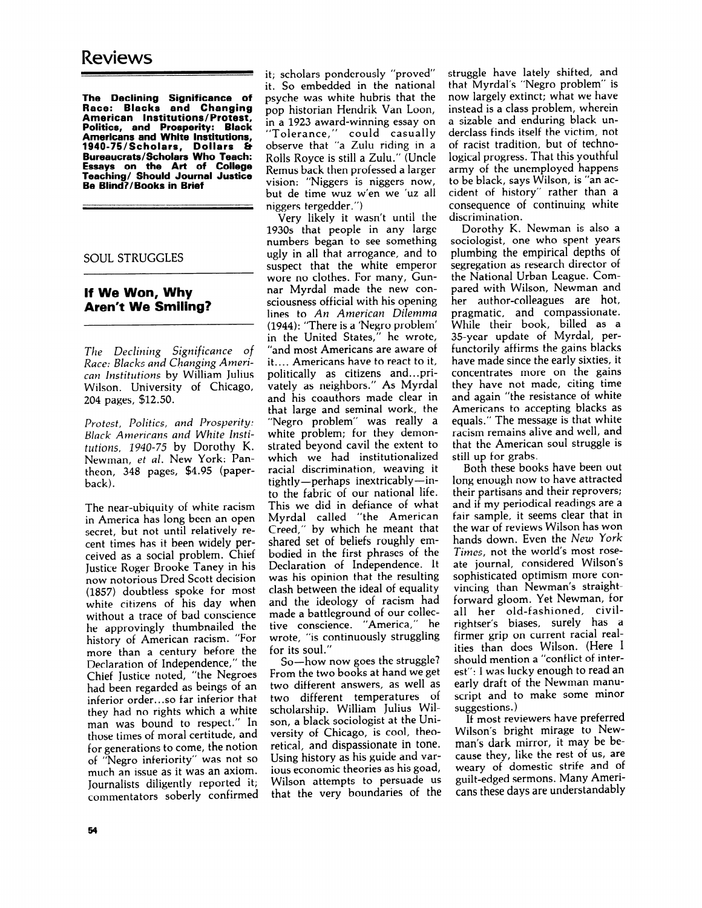# Reviews

**The Declining Significance of Race: Blacks and Changing American Institutions/Protest, Politics, and Prosperity: Black Americans and White Institutions, 1940-75/Scholars, Dollars & Bureaucrats/Scholars Who Teach: Essays on the Art of College Teaching/ Should Journal Justice Be Blind?/Books in Brief**

SOUL STRUGGLES

## If We Won, Why Aren't We Smiling?

*The Declining Significance of Race: Blacks and Changing American Institutions* by William Julius Wilson. University of Chicago, 204 pages, $12.50.

*Protest, Politics, and Prosperity: Black Americans and White Institutions, 1940-75* by Dorothy K. Newman, *et al.* New York: Pantheon, 348 pages, $4.95 (paperback).

The near-ubiquity of white racism in America has long been an open secret, but not until relatively recent times has it been widely perceived as a social problem. Chief Justice Roger Brooke Taney in his now notorious Dred Scott decision (1857) doubtless spoke for most white citizens of his day when without a trace of bad conscience he approvingly thumbnailed the history of American racism. "For more than a century before the Declaration of Independence," the Chief Justice noted, "the Negroes had been regarded as beings of an inferior order...so far inferior that they had no rights which a white man was bound to respect." In those times of moral certitude, and for generations to come, the notion of "Negro inferiority" was not so much an issue as it was an axiom. Journalists diligently reported it; commentators soberly confirmed it; scholars ponderously "proved" it. So embedded in the national psyche was white hubris that the pop historian Hendrik Van Loon, in a 1923 award-winning essay on "Tolerance," could casually observe that "a Zulu riding in a Rolls Royce is still a Zulu." (Uncle Remus back then professed a larger vision: "Niggers is niggers now, but de time wuz w'en we 'uz all niggers tergedder.")

Very likely it wasn't until the 1930s that people in any large numbers began to see something ugly in all that arrogance, and to suspect that the white emperor wore no clothes. For many, Gunnar Myrdal made the new consciousness official with his opening lines to *An American Dilemma* (1944): "There is a 'Negro problem' in the United States," he wrote, "and most Americans are aware of it.... Americans have to react to it, politically as citizens and...privately as neighbors." As Myrdal and his coauthors made clear in that large and seminal work, the "Negro problem" was really a white problem; for they demonstrated beyond cavil the extent to which we had institutionalized racial discrimination, weaving it tightly—perhaps inextricably—into the fabric of our national life. This we did in defiance of what Myrdal called "the American Creed," by which he meant that shared set of beliefs roughly embodied in the first phrases of the Declaration of Independence. It was his opinion that the resulting clash between the ideal of equality and the ideology of racism had made a battleground of our collective conscience. "America," he wrote, "is continuously struggling for its soul."

So—how now goes the struggle? From the two books at hand we get two different answers, as well as two different temperatures of scholarship. William Julius Wilson, a black sociologist at the University of Chicago, is cool, theoretical, and dispassionate in tone. Using history as his guide and various economic theories as his goad, Wilson attempts to persuade us that the very boundaries of the struggle have lately shifted, and that Myrdal's "Negro problem" is now largely extinct; what we have instead is a class problem, wherein a sizable and enduring black underclass finds itself the victim, not of racist tradition, but of technological progress. That this youthful army of the unemployed happens to be black, says Wilson, is "an accident of history" rather than a consequence of continuing white discrimination.

Dorothy K. Newman is also a sociologist, one who spent years plumbing the empirical depths of segregation as research director of the National Urban League. Compared with Wilson, Newman and her author-colleagues are hot, pragmatic, and compassionate. While their book, billed as a 35-year update of Myrdal, perfunctorily affirms the gains blacks have made since the early sixties, it concentrates more on the gains they have not made, citing time and again "the resistance of white Americans to accepting blacks as equals." The message is that white racism remains alive and well, and that the American soul struggle is still up for grabs.

Both these books have been out long enough now to have attracted their partisans and their reprovers; and if my periodical readings are a fair sample, it seems clear that in the war of reviews Wilson has won hands down. Even the *New York Times*, not the world's most roseate journal, considered Wilson's sophisticated optimism more convincing than Newman's straightforward gloom. Yet Newman, for all her old-fashioned, civil-rightser's biases, surely has a firmer grip on current racial realities than does Wilson. (Here I should mention a "conflict of interest": I was lucky enough to read an early draft of the Newman manuscript and to make some minor suggestions.)

If most reviewers have preferred Wilson's bright mirage to Newman's dark mirror, it may be because they, like the rest of us, are weary of domestic strife and of guilt-edged sermons. Many Americans these days are understandably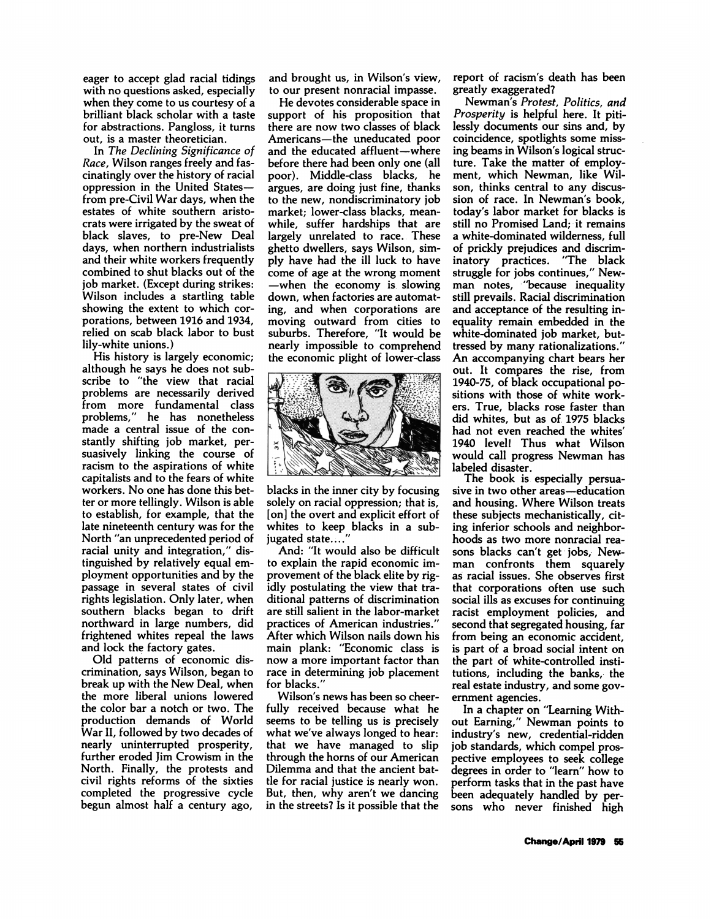eager to accept glad racial tidings with no questions asked, especially when they come to us courtesy of a brilliant black scholar with a taste for abstractions. Pangloss, it turns out, is a master theoretician.

In *The Declining Significance of Race*, Wilson ranges freely and fascinatingly over the history of racial oppression in the United States—from pre-Civil War days, when the estates of white southern aristocrats were irrigated by the sweat of black slaves, to pre-New Deal days, when northern industrialists and their white workers frequently combined to shut blacks out of the job market. (Except during strikes: Wilson includes a startling table showing the extent to which corporations, between 1916 and 1934, relied on scab black labor to bust lily-white unions.)

His history is largely economic; although he says he does not subscribe to "the view that racial problems are necessarily derived from more fundamental class problems," he has nonetheless made a central issue of the constantly shifting job market, persuasively linking the course of racism to the aspirations of white capitalists and to the fears of white workers. No one has done this better or more tellingly. Wilson is able to establish, for example, that the late nineteenth century was for the North "an unprecedented period of racial unity and integration," distinguished by relatively equal employment opportunities and by the passage in several states of civil rights legislation. Only later, when southern blacks began to drift northward in large numbers, did frightened whites repeal the laws and lock the factory gates.

Old patterns of economic discrimination, says Wilson, began to break up with the New Deal, when the more liberal unions lowered the color bar a notch or two. The production demands of World War II, followed by two decades of nearly uninterrupted prosperity, further eroded Jim Crowism in the North. Finally, the protests and civil rights reforms of the sixties completed the progressive cycle begun almost half a century ago, and brought us, in Wilson's view, to our present nonracial impasse.

He devotes considerable space in support of his proposition that there are now two classes of black Americans—the uneducated poor and the educated affluent—where before there had been only one (all poor). Middle-class blacks, he argues, are doing just fine, thanks to the new, nondiscriminatory job market; lower-class blacks, meanwhile, suffer hardships that are largely unrelated to race. These ghetto dwellers, says Wilson, simply have had the ill luck to have come of age at the wrong moment—when the economy is slowing down, when factories are automating, and when corporations are moving outward from cities to suburbs. Therefore, "It would be nearly impossible to comprehend the economic plight of lower-class blacks in the inner city by focusing solely on racial oppression; that is, [on] the overt and explicit effort of whites to keep blacks in a subjugated state...."

And: "It would also be difficult to explain the rapid economic improvement of the black elite by rigidly postulating the view that traditional patterns of discrimination are still salient in the labor-market practices of American industries." After which Wilson nails down his main plank: "Economic class is now a more important factor than race in determining job placement for blacks."

Wilson's news has been so cheerfully received because what he seems to be telling us is precisely what we've always longed to hear: that we have managed to slip through the horns of our American Dilemma and that the ancient battle for racial justice is nearly won. But, then, why aren't we dancing in the streets? Is it possible that the report of racism's death has been greatly exaggerated?

Newman's *Protest, Politics, and Prosperity* is helpful here. It pitilessly documents our sins and, by coincidence, spotlights some missing beams in Wilson's logical structure. Take the matter of employment, which Newman, like Wilson, thinks central to any discussion of race. In Newman's book, today's labor market for blacks is still no Promised Land; it remains a white-dominated wilderness, full of prickly prejudices and discriminatory practices. "The black struggle for jobs continues," Newman notes, "because inequality still prevails. Racial discrimination and acceptance of the resulting inequality remain embedded in the white-dominated job market, buttressed by many rationalizations." An accompanying chart bears her out. It compares the rise, from 1940-75, of black occupational positions with those of white workers. True, blacks rose faster than did whites, but as of 1975 blacks had not even reached the whites' 1940 level! Thus what Wilson would call progress Newman has labeled disaster.

The book is especially persuasive in two other areas—education and housing. Where Wilson treats these subjects mechanistically, citing inferior schools and neighborhoods as two more nonracial reasons blacks can't get jobs, Newman confronts them squarely as racial issues. She observes first that corporations often use such social ills as excuses for continuing racist employment policies, and second that segregated housing, far from being an economic accident, is part of a broad social intent on the part of white-controlled institutions, including the banks, the real estate industry, and some government agencies.

In a chapter on "Learning Without Earning," Newman points to industry's new, credential-ridden job standards, which compel prospective employees to seek college degrees in order to "learn" how to perform tasks that in the past have been adequately handled by persons who never finished high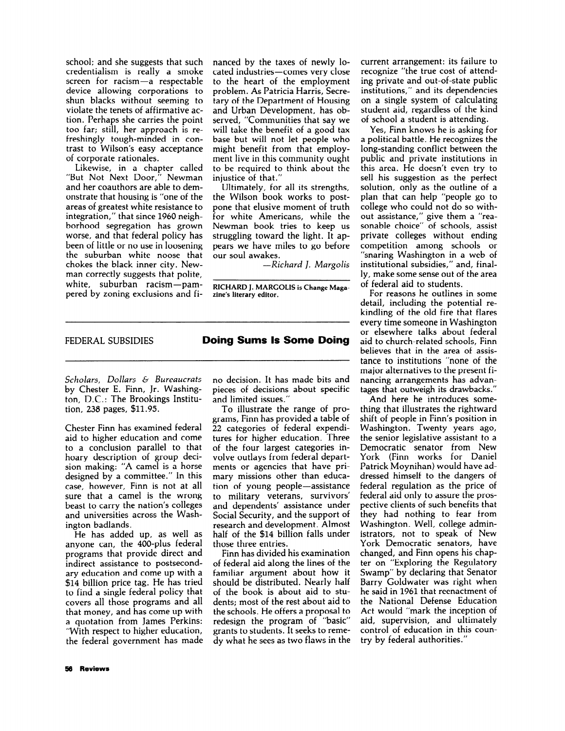school; and she suggests that such credentialism is really a smoke screen for racism—a respectable device allowing corporations to shun blacks without seeming to violate the tenets of affirmative action. Perhaps she carries the point too far; still, her approach is refreshingly tough-minded in contrast to Wilson's easy acceptance of corporate rationales.

Likewise, in a chapter called "But Not Next Door," Newman and her coauthors are able to demonstrate that housing is "one of the areas of greatest white resistance to integration," that since 1960 neighborhood segregation has grown worse, and that federal policy has been of little or no use in loosening the suburban white noose that chokes the black inner city. Newman correctly suggests that polite, white, suburban racism—pampered by zoning exclusions and financed by the taxes of newly located industries—comes very close to the heart of the employment problem. As Patricia Harris, Secretary of the Department of Housing and Urban Development, has observed, "Communities that say we will take the benefit of a good tax base but will not let people who might benefit from that employment live in this community ought to be required to think about the injustice of that."

Ultimately, for all its strengths, the Wilson book works to postpone that elusive moment of truth for white Americans, while the Newman book tries to keep us struggling toward the light. It appears we have miles to go before our soul awakes.

*—Richard J. Margolis*

**RICHARD J. MARGOLIS is Change Magazine's literary editor.**

---

FEDERAL SUBSIDIES

## Doing Sums Is Some Doing

*Scholars, Dollars & Bureaucrats* by Chester E. Finn, Jr. Washington, D.C.: The Brookings Institution, 238 pages, $11.95.

Chester Finn has examined federal aid to higher education and come to a conclusion parallel to that hoary description of group decision making: "A camel is a horse designed by a committee." In this case, however, Finn is not at all sure that a camel is the wrong beast to carry the nation's colleges and universities across the Washington badlands.

He has added up, as well as anyone can, the 400-plus federal programs that provide direct and indirect assistance to postsecondary education and come up with a $14 billion price tag. He has tried to find a single federal policy that covers all those programs and all that money, and has come up with a quotation from James Perkins: "With respect to higher education, the federal government has made no decision. It has made bits and pieces of decisions about specific and limited issues."

To illustrate the range of programs, Finn has provided a table of 22 categories of federal expenditures for higher education. Three of the four largest categories involve outlays from federal departments or agencies that have primary missions other than education of young people—assistance to military veterans, survivors' and dependents' assistance under Social Security, and the support of research and development. Almost half of the $14 billion falls under those three entries.

Finn has divided his examination of federal aid along the lines of the familiar argument about how it should be distributed. Nearly half of the book is about aid to students; most of the rest about aid to the schools. He offers a proposal to redesign the program of "basic" grants to students. It seeks to remedy what he sees as two flaws in the current arrangement: its failure to recognize "the true cost of attending private and out-of-state public institutions," and its dependencies on a single system of calculating student aid, regardless of the kind of school a student is attending.

Yes, Finn knows he is asking for a political battle. He recognizes the long-standing conflict between the public and private institutions in this area. He doesn't even try to sell his suggestion as the perfect solution, only as the outline of a plan that can help "people go to college who could not do so without assistance," give them a "reasonable choice" of schools, assist private colleges without ending competition among schools or "snaring Washington in a web of institutional subsidies," and, finally, make some sense out of the area of federal aid to students.

For reasons he outlines in some detail, including the potential rekindling of the old fire that flares every time someone in Washington or elsewhere talks about federal aid to church-related schools, Finn believes that in the area of assistance to institutions "none of the major alternatives to the present financing arrangements has advantages that outweigh its drawbacks."

And here he introduces something that illustrates the rightward shift of people in Finn's position in Washington. Twenty years ago, the senior legislative assistant to a Democratic senator from New York (Finn works for Daniel Patrick Moynihan) would have addressed himself to the dangers of federal regulation as the price of federal aid only to assure the prospective clients of such benefits that they had nothing to fear from Washington. Well, college administrators, not to speak of New York Democratic senators, have changed, and Finn opens his chapter on "Exploring the Regulatory Swamp" by declaring that Senator Barry Goldwater was right when he said in 1961 that reenactment of the National Defense Education Act would "mark the inception of aid, supervision, and ultimately control of education in this country by federal authorities."